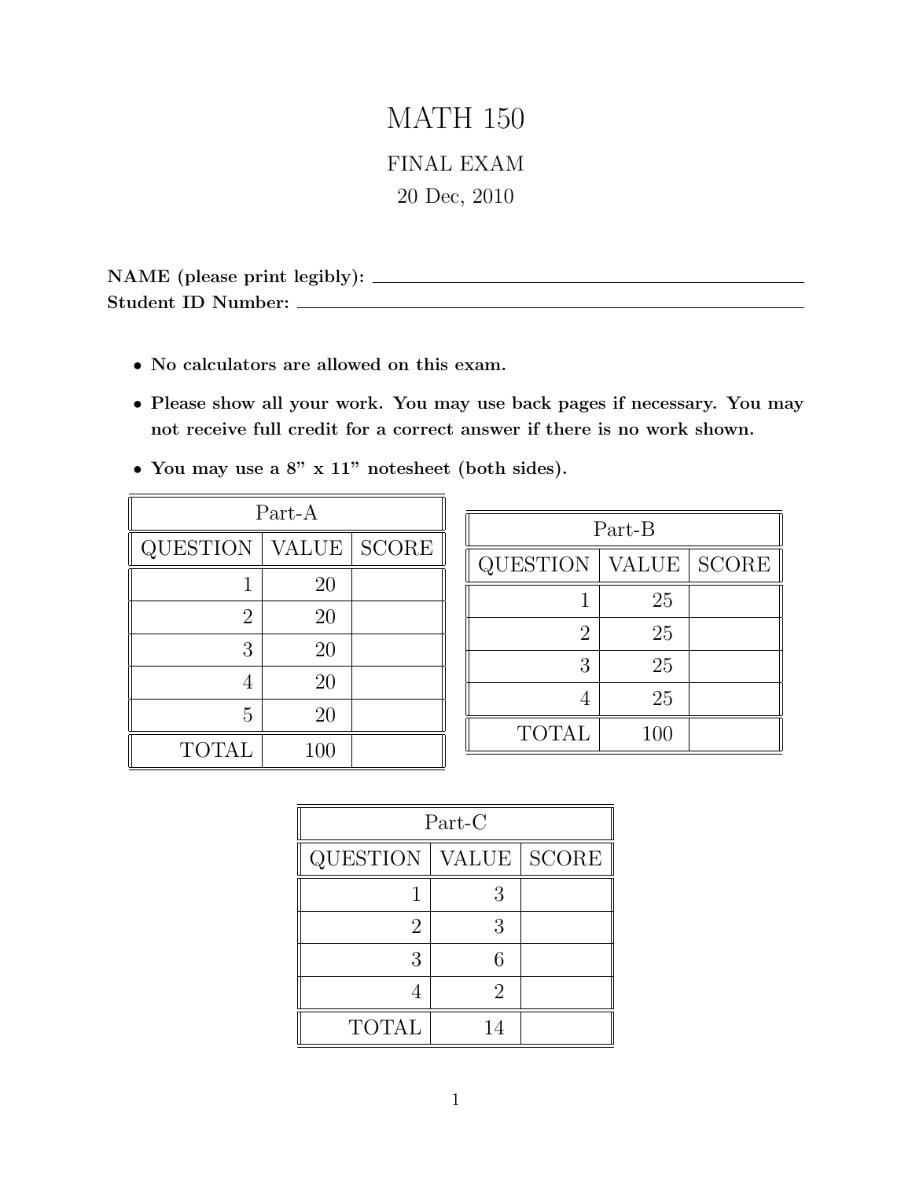# MATH 150

## FINAL EXAM

20 Dec, 2010

**NAME (please print legibly):** ______________________________
**Student ID Number:** ______________________________

- **No calculators are allowed on this exam.**
- **Please show all your work. You may use back pages if necessary. You may not receive full credit for a correct answer if there is no work shown.**
- **You may use a 8" x 11" notesheet (both sides).**

| Part-A | | |
|---|---|---|
| QUESTION | VALUE | SCORE |
| 1 | 20 | |
| 2 | 20 | |
| 3 | 20 | |
| 4 | 20 | |
| 5 | 20 | |
| TOTAL | 100 | |

| Part-B | | |
|---|---|---|
| QUESTION | VALUE | SCORE |
| 1 | 25 | |
| 2 | 25 | |
| 3 | 25 | |
| 4 | 25 | |
| TOTAL | 100 | |

| Part-C | | |
|---|---|---|
| QUESTION | VALUE | SCORE |
| 1 | 3 | |
| 2 | 3 | |
| 3 | 6 | |
| 4 | 2 | |
| TOTAL | 14 | |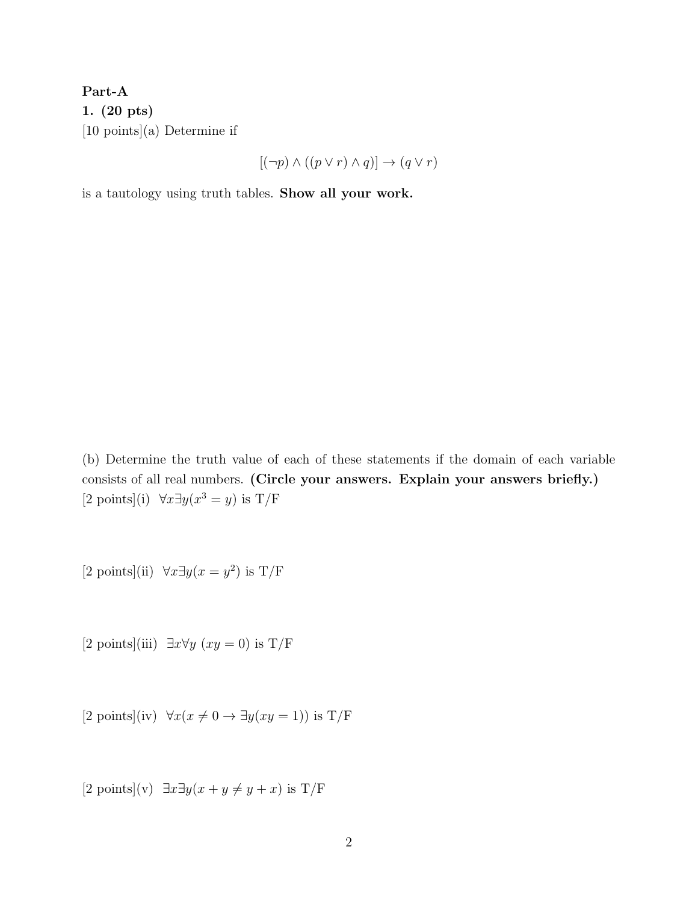**Part-A**

**1. (20 pts)**

[10 points](a) Determine if

$$[(\neg p) \wedge ((p \vee r) \wedge q)] \rightarrow (q \vee r)$$

is a tautology using truth tables. **Show all your work.**

(b) Determine the truth value of each of these statements if the domain of each variable consists of all real numbers. **(Circle your answers. Explain your answers briefly.)**

[2 points](i) $\forall x \exists y (x^3 = y)$ is T/F

[2 points](ii) $\forall x \exists y (x = y^2)$ is T/F

[2 points](iii) $\exists x \forall y \ (xy = 0)$ is T/F

[2 points](iv) $\forall x (x \neq 0 \rightarrow \exists y (xy = 1))$ is T/F

[2 points](v) $\exists x \exists y (x + y \neq y + x)$ is T/F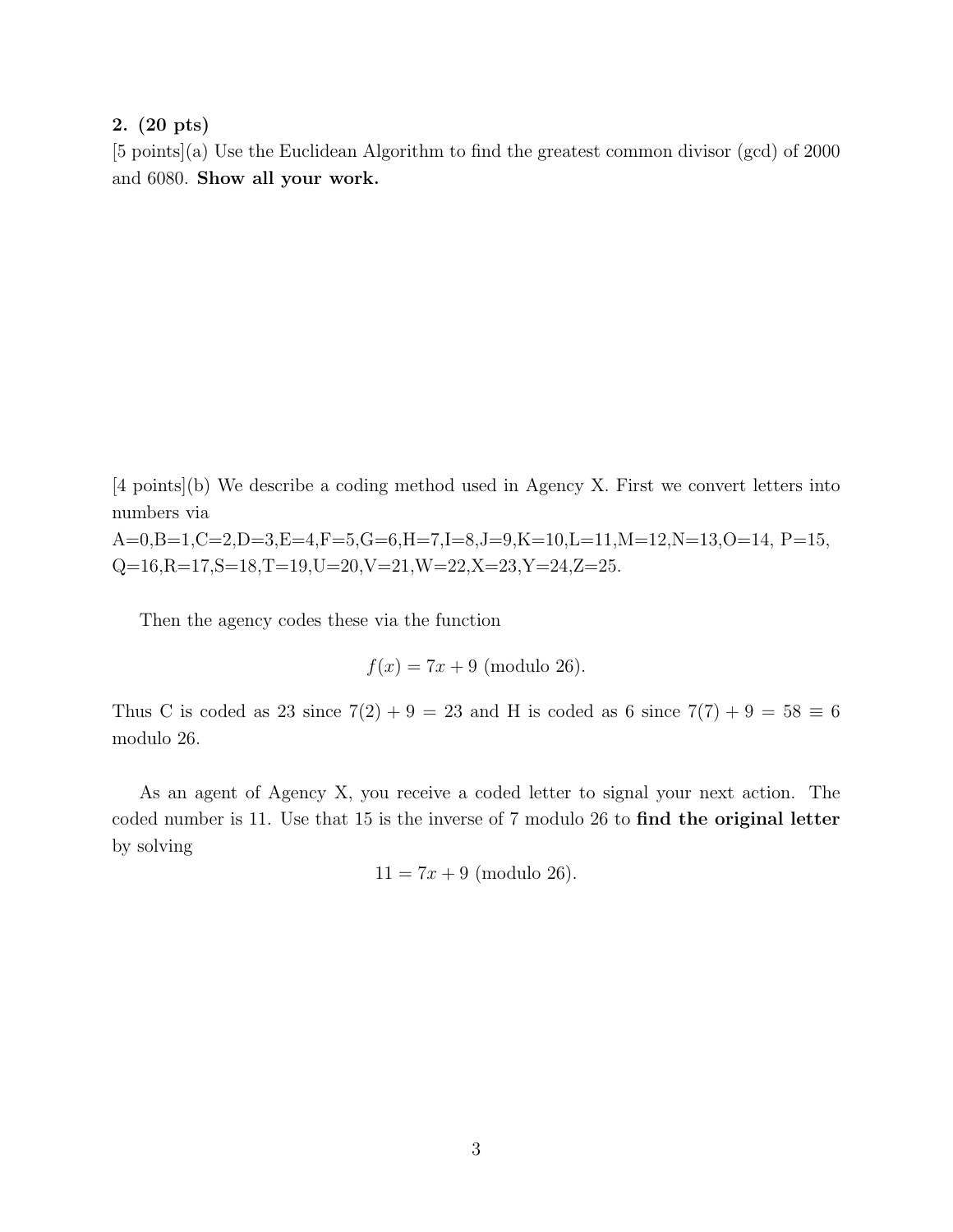**2. (20 pts)**

[5 points](a) Use the Euclidean Algorithm to find the greatest common divisor (gcd) of 2000 and 6080. **Show all your work.**

[4 points](b) We describe a coding method used in Agency X. First we convert letters into numbers via

A=0,B=1,C=2,D=3,E=4,F=5,G=6,H=7,I=8,J=9,K=10,L=11,M=12,N=13,O=14, P=15, Q=16,R=17,S=18,T=19,U=20,V=21,W=22,X=23,Y=24,Z=25.

Then the agency codes these via the function

$$f(x) = 7x + 9 \text{ (modulo 26)}.$$

Thus C is coded as 23 since $7(2) + 9 = 23$ and H is coded as 6 since $7(7) + 9 = 58 \equiv 6$ modulo 26.

As an agent of Agency X, you receive a coded letter to signal your next action. The coded number is 11. Use that 15 is the inverse of 7 modulo 26 to **find the original letter** by solving

$$11 = 7x + 9 \text{ (modulo 26)}.$$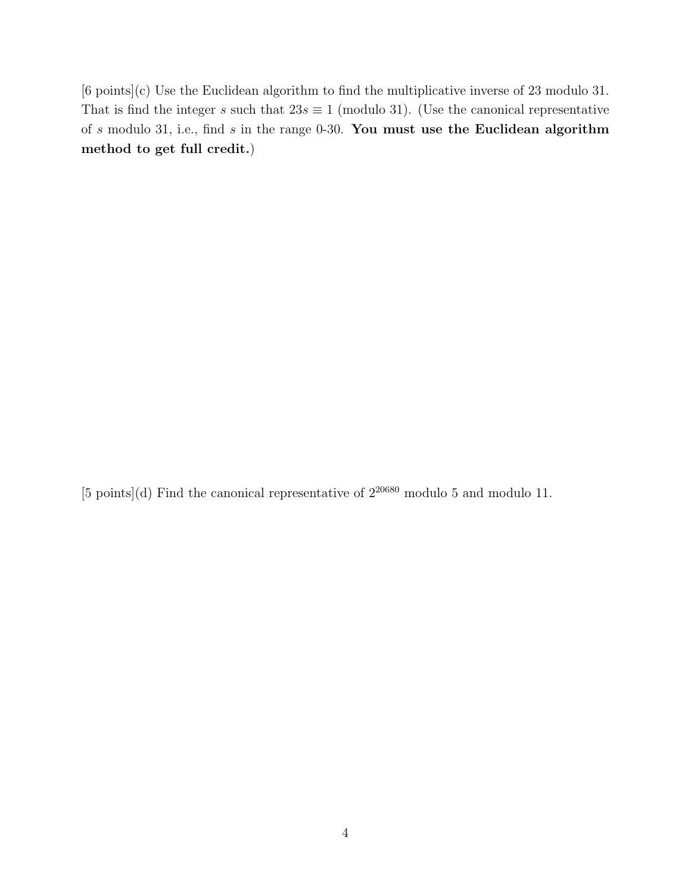[6 points](c) Use the Euclidean algorithm to find the multiplicative inverse of 23 modulo 31. That is find the integer $s$ such that $23s \equiv 1$ (modulo 31). (Use the canonical representative of $s$ modulo 31, i.e., find $s$ in the range 0-30. **You must use the Euclidean algorithm method to get full credit.**)

[5 points](d) Find the canonical representative of $2^{20680}$ modulo 5 and modulo 11.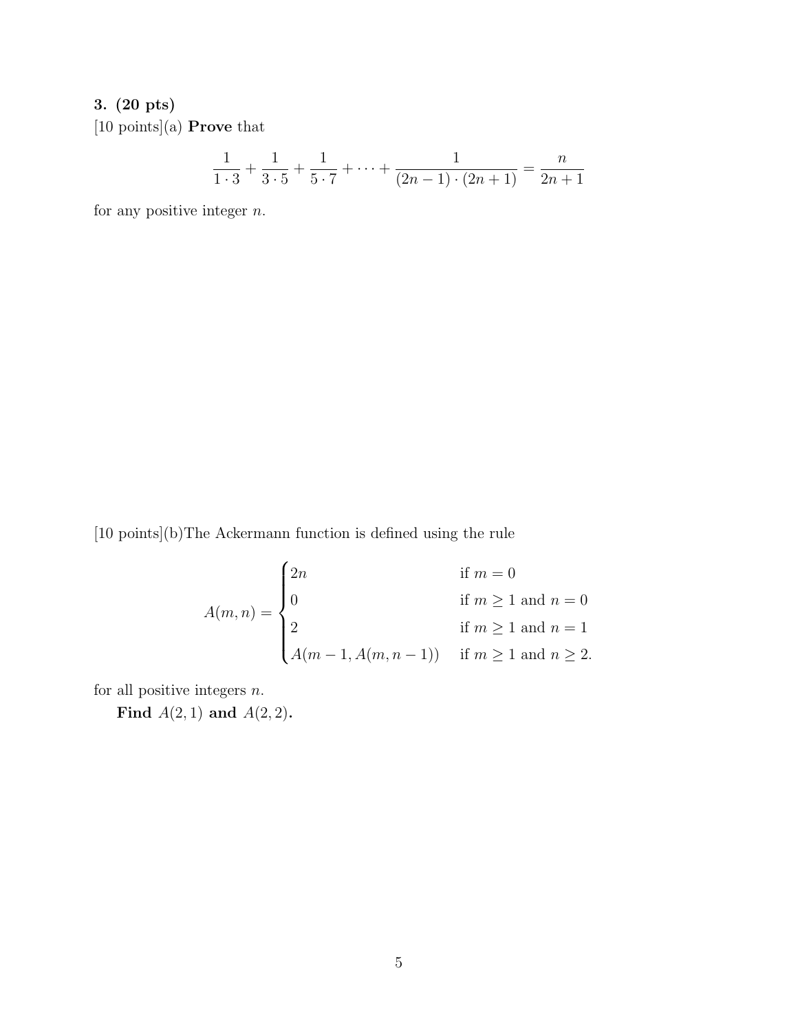**3. (20 pts)**

[10 points](a) **Prove** that

$$\frac{1}{1 \cdot 3} + \frac{1}{3 \cdot 5} + \frac{1}{5 \cdot 7} + \cdots + \frac{1}{(2n-1) \cdot (2n+1)} = \frac{n}{2n+1}$$

for any positive integer $n$.

[10 points](b)The Ackermann function is defined using the rule

$$A(m,n) = \begin{cases} 2n & \text{if } m = 0 \\ 0 & \text{if } m \geq 1 \text{ and } n = 0 \\ 2 & \text{if } m \geq 1 \text{ and } n = 1 \\ A(m-1, A(m, n-1)) & \text{if } m \geq 1 \text{ and } n \geq 2. \end{cases}$$

for all positive integers $n$.

**Find $A(2, 1)$ and $A(2, 2)$.**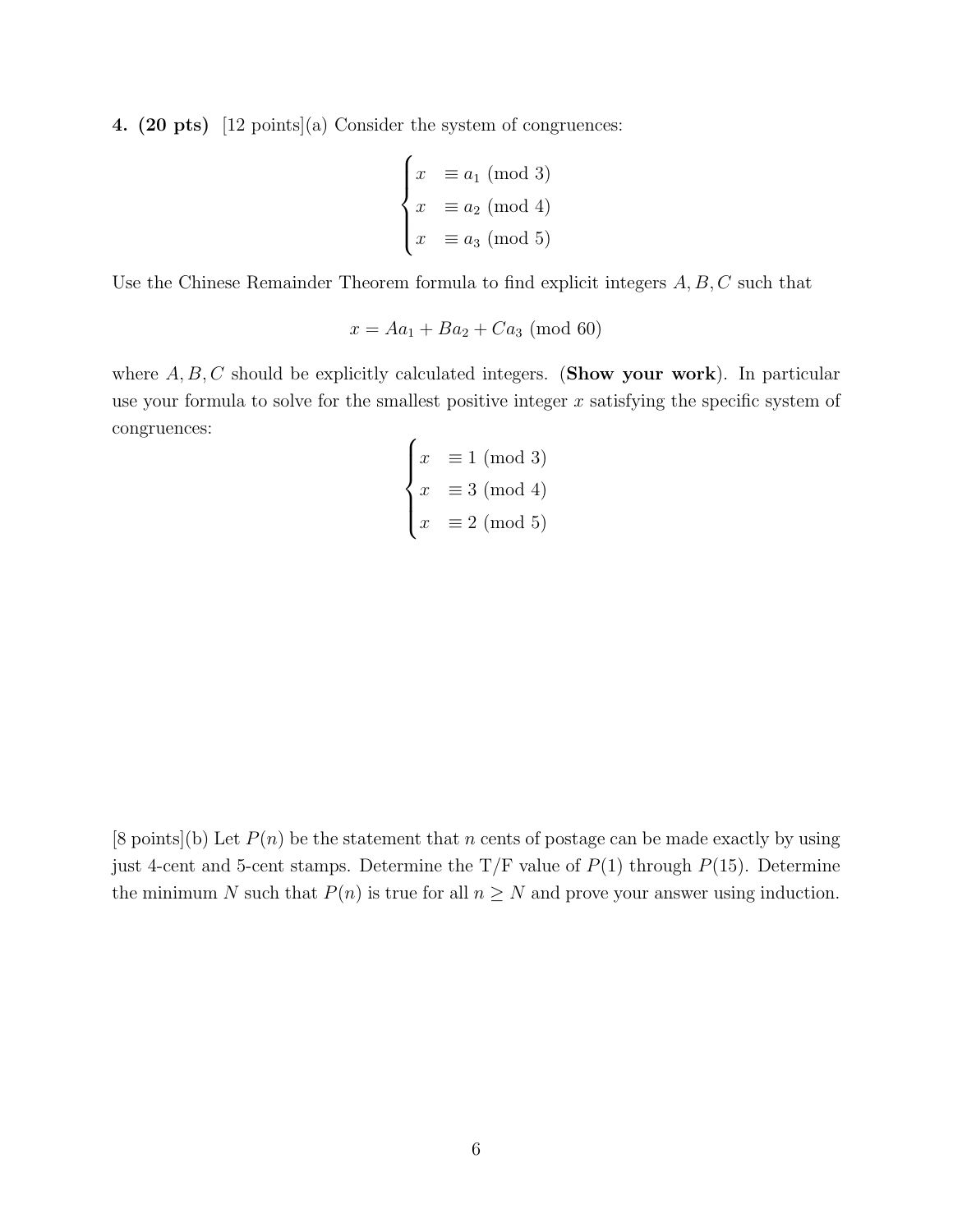**4. (20 pts)** [12 points](a) Consider the system of congruences:

$$\begin{cases} x & \equiv a_1 \pmod{3} \\ x & \equiv a_2 \pmod{4} \\ x & \equiv a_3 \pmod{5} \end{cases}$$

Use the Chinese Remainder Theorem formula to find explicit integers $A, B, C$ such that

$$x = Aa_1 + Ba_2 + Ca_3 \pmod{60}$$

where $A, B, C$ should be explicitly calculated integers. (**Show your work**). In particular use your formula to solve for the smallest positive integer $x$ satisfying the specific system of congruences:

$$\begin{cases} x & \equiv 1 \pmod{3} \\ x & \equiv 3 \pmod{4} \\ x & \equiv 2 \pmod{5} \end{cases}$$

[8 points](b) Let $P(n)$ be the statement that $n$ cents of postage can be made exactly by using just 4-cent and 5-cent stamps. Determine the T/F value of $P(1)$ through $P(15)$. Determine the minimum $N$ such that $P(n)$ is true for all $n \geq N$ and prove your answer using induction.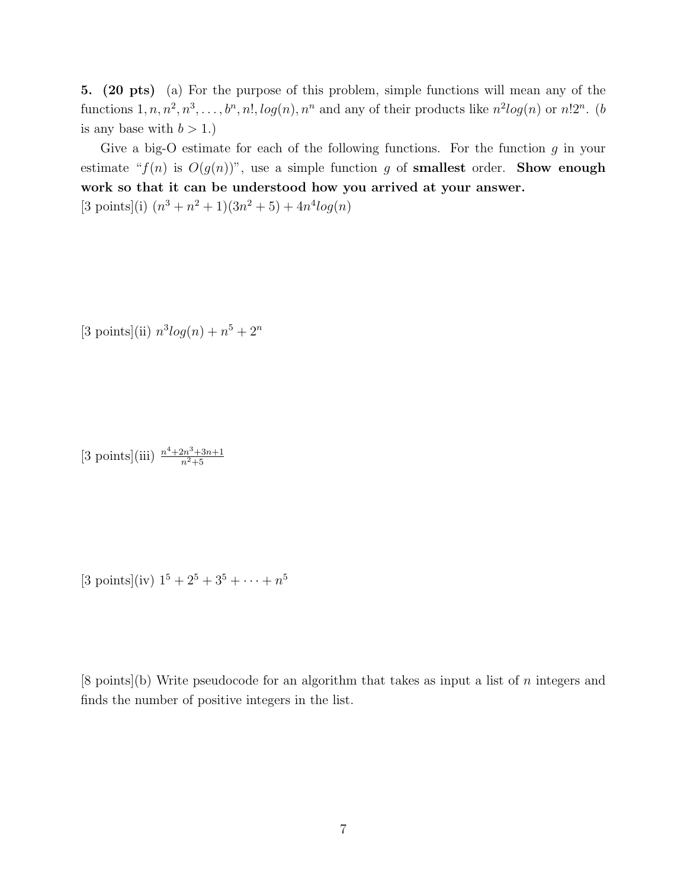**5. (20 pts)** (a) For the purpose of this problem, simple functions will mean any of the functions $1, n, n^2, n^3, \ldots, b^n, n!, log(n), n^n$ and any of their products like $n^2 log(n)$ or $n!2^n$. ($b$ is any base with $b > 1$.)

Give a big-O estimate for each of the following functions. For the function $g$ in your estimate "$f(n)$ is $O(g(n))$", use a simple function $g$ of **smallest** order. **Show enough work so that it can be understood how you arrived at your answer.**

[3 points](i) $(n^3 + n^2 + 1)(3n^2 + 5) + 4n^4 log(n)$

[3 points](ii) $n^3 log(n) + n^5 + 2^n$

[3 points](iii) $\frac{n^4+2n^3+3n+1}{n^2+5}$

[3 points](iv) $1^5 + 2^5 + 3^5 + \cdots + n^5$

[8 points](b) Write pseudocode for an algorithm that takes as input a list of $n$ integers and finds the number of positive integers in the list.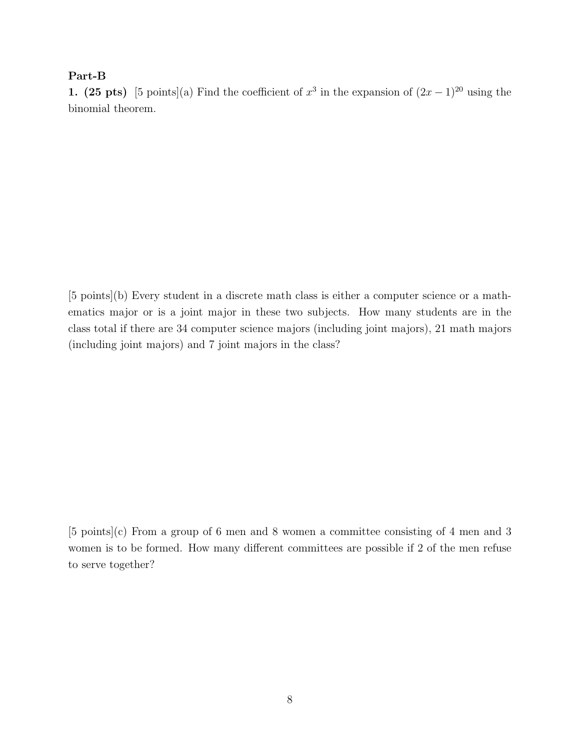**Part-B**

**1. (25 pts)** [5 points](a) Find the coefficient of $x^3$ in the expansion of $(2x-1)^{20}$ using the binomial theorem.

[5 points](b) Every student in a discrete math class is either a computer science or a mathematics major or is a joint major in these two subjects. How many students are in the class total if there are 34 computer science majors (including joint majors), 21 math majors (including joint majors) and 7 joint majors in the class?

[5 points](c) From a group of 6 men and 8 women a committee consisting of 4 men and 3 women is to be formed. How many different committees are possible if 2 of the men refuse to serve together?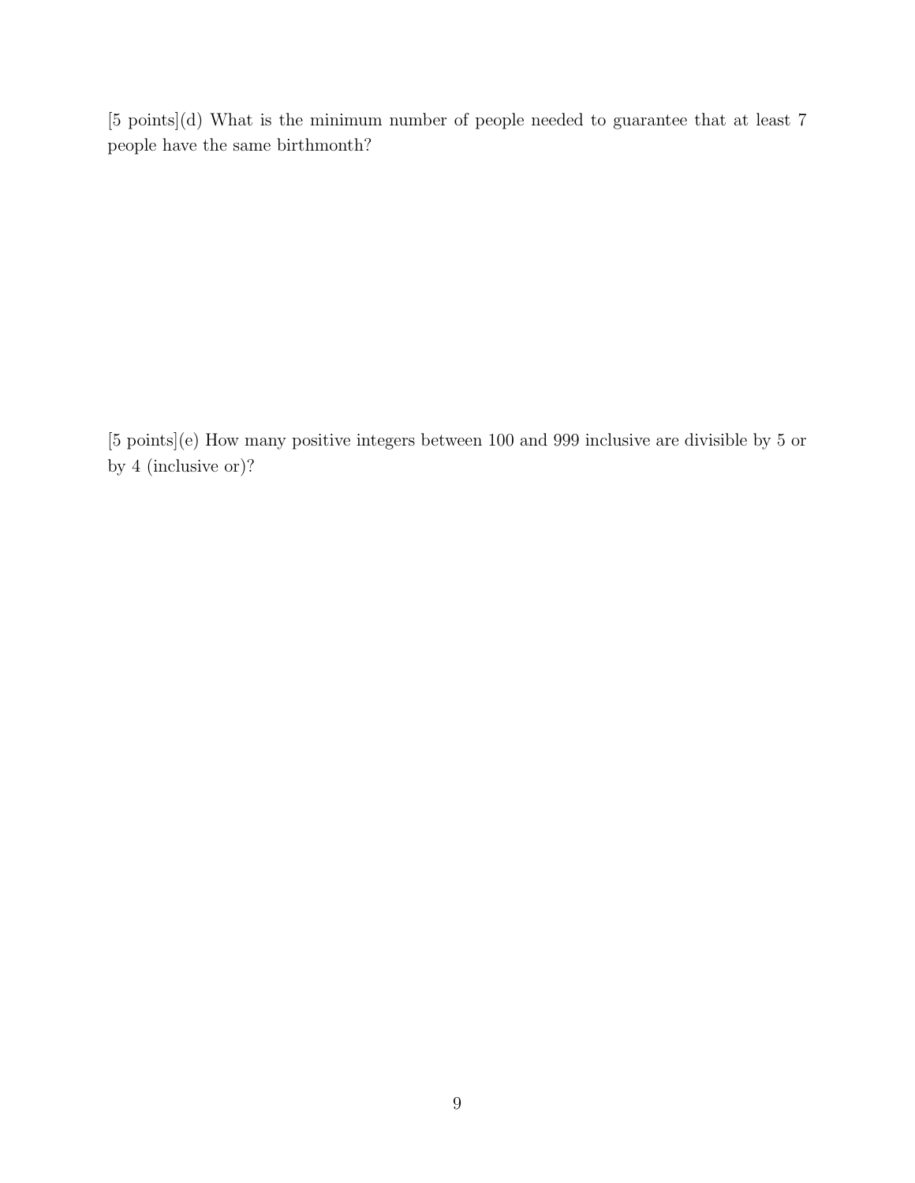[5 points](d) What is the minimum number of people needed to guarantee that at least 7 people have the same birthmonth?

[5 points](e) How many positive integers between 100 and 999 inclusive are divisible by 5 or by 4 (inclusive or)?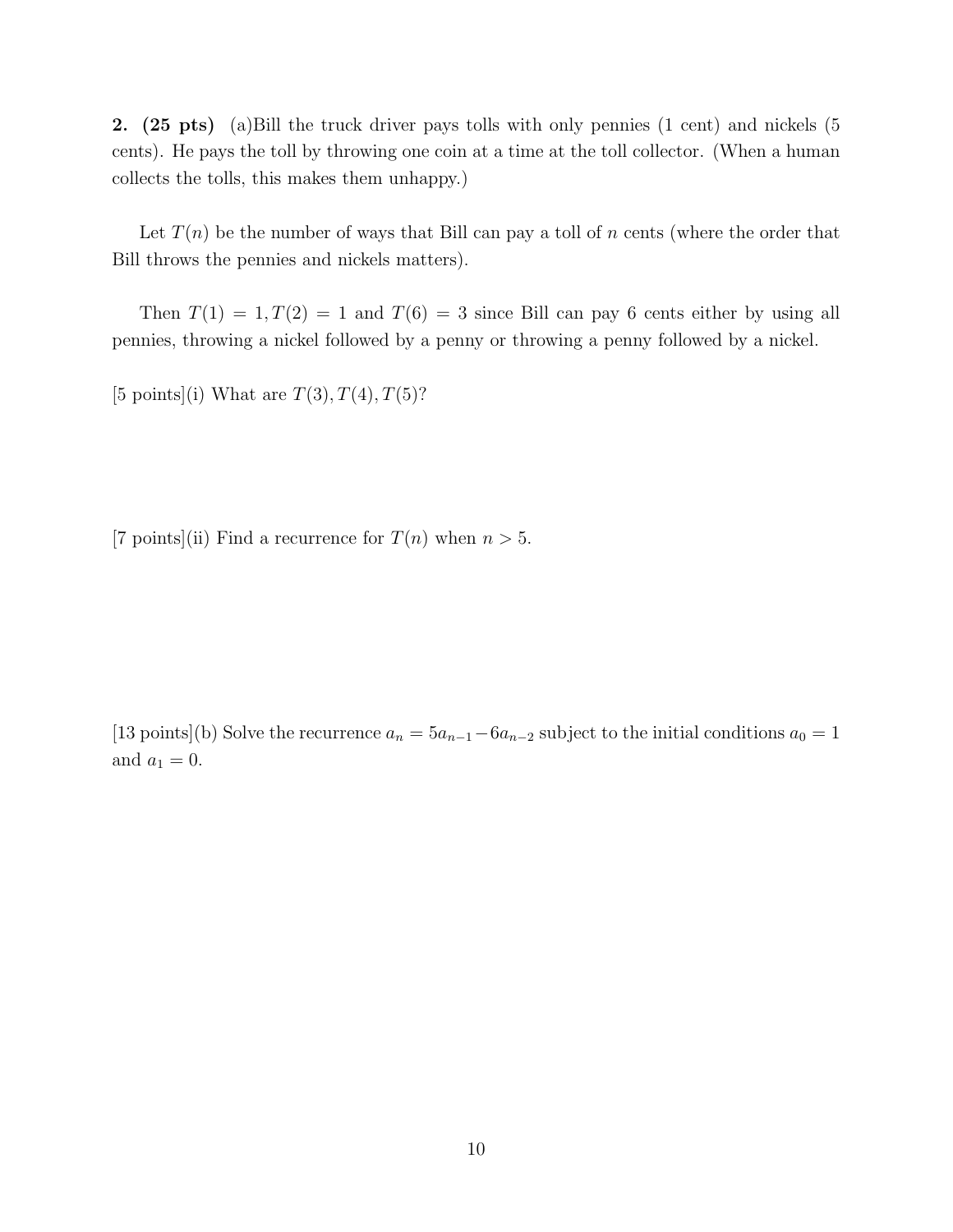**2. (25 pts)** (a)Bill the truck driver pays tolls with only pennies (1 cent) and nickels (5 cents). He pays the toll by throwing one coin at a time at the toll collector. (When a human collects the tolls, this makes them unhappy.)

Let $T(n)$ be the number of ways that Bill can pay a toll of $n$ cents (where the order that Bill throws the pennies and nickels matters).

Then $T(1) = 1, T(2) = 1$ and $T(6) = 3$ since Bill can pay 6 cents either by using all pennies, throwing a nickel followed by a penny or throwing a penny followed by a nickel.

[5 points](i) What are $T(3), T(4), T(5)$?

[7 points](ii) Find a recurrence for $T(n)$ when $n > 5$.

[13 points](b) Solve the recurrence $a_n = 5a_{n-1} - 6a_{n-2}$ subject to the initial conditions $a_0 = 1$ and $a_1 = 0$.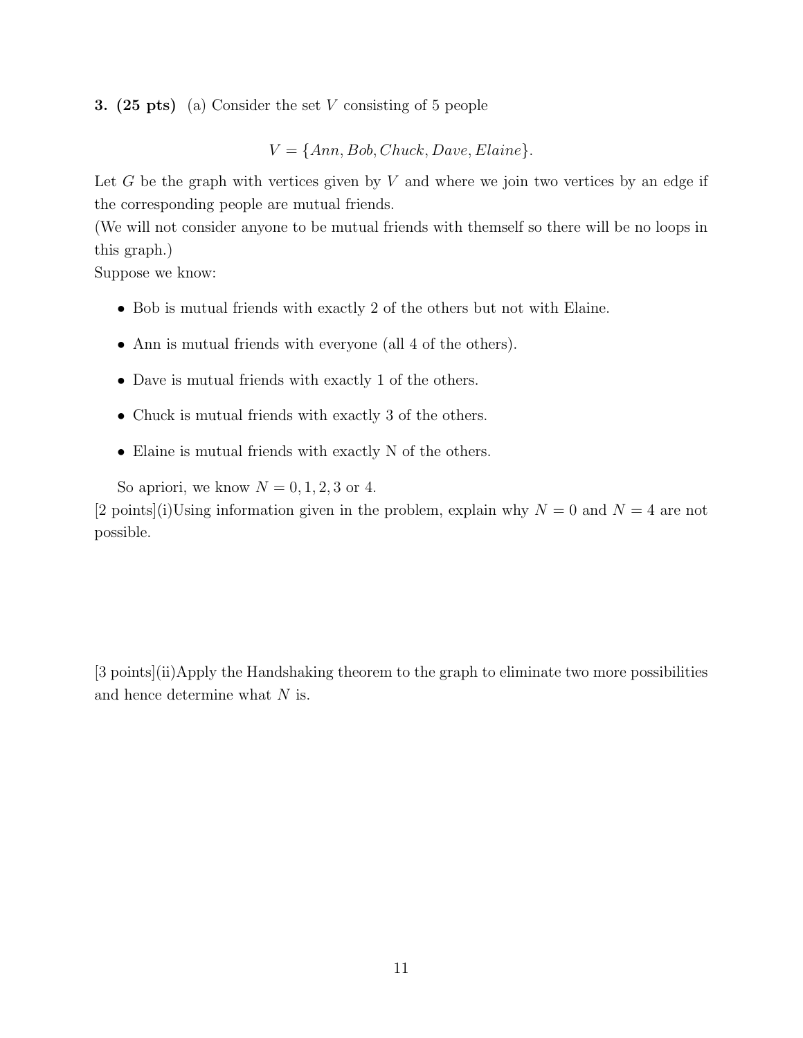**3. (25 pts)** (a) Consider the set $V$ consisting of 5 people

$$V = \{Ann, Bob, Chuck, Dave, Elaine\}.$$

Let $G$ be the graph with vertices given by $V$ and where we join two vertices by an edge if the corresponding people are mutual friends.
(We will not consider anyone to be mutual friends with themself so there will be no loops in this graph.)
Suppose we know:

- Bob is mutual friends with exactly 2 of the others but not with Elaine.
- Ann is mutual friends with everyone (all 4 of the others).
- Dave is mutual friends with exactly 1 of the others.
- Chuck is mutual friends with exactly 3 of the others.
- Elaine is mutual friends with exactly N of the others.

So apriori, we know $N = 0, 1, 2, 3$ or 4.

[2 points](i)Using information given in the problem, explain why $N = 0$ and $N = 4$ are not possible.

[3 points](ii)Apply the Handshaking theorem to the graph to eliminate two more possibilities and hence determine what $N$ is.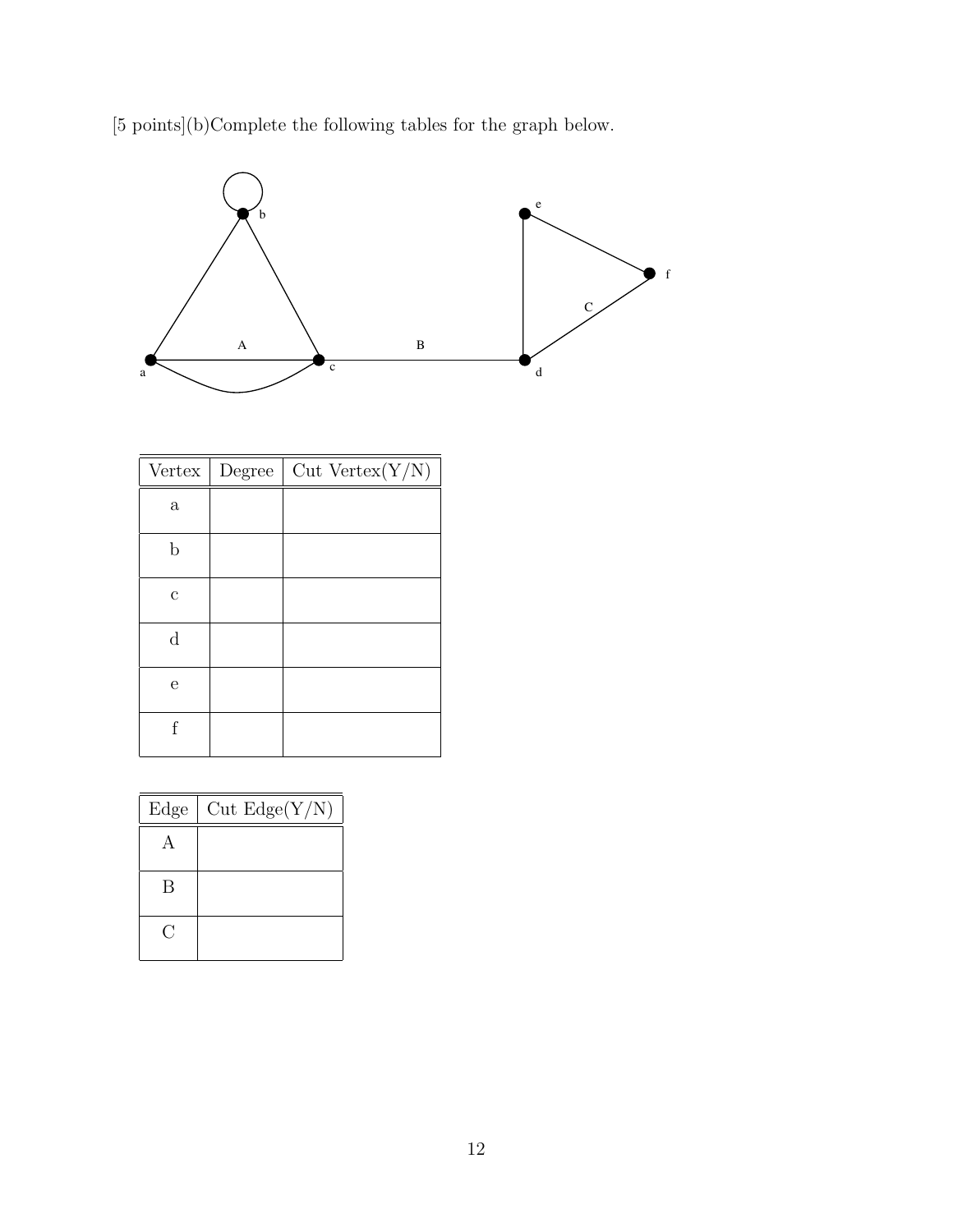[5 points](b)Complete the following tables for the graph below.

| Vertex | Degree | Cut Vertex(Y/N) |
|---|---|---|
| a | | |
| b | | |
| c | | |
| d | | |
| e | | |
| f | | |

| Edge | Cut Edge(Y/N) |
|---|---|
| A | |
| B | |
| C | |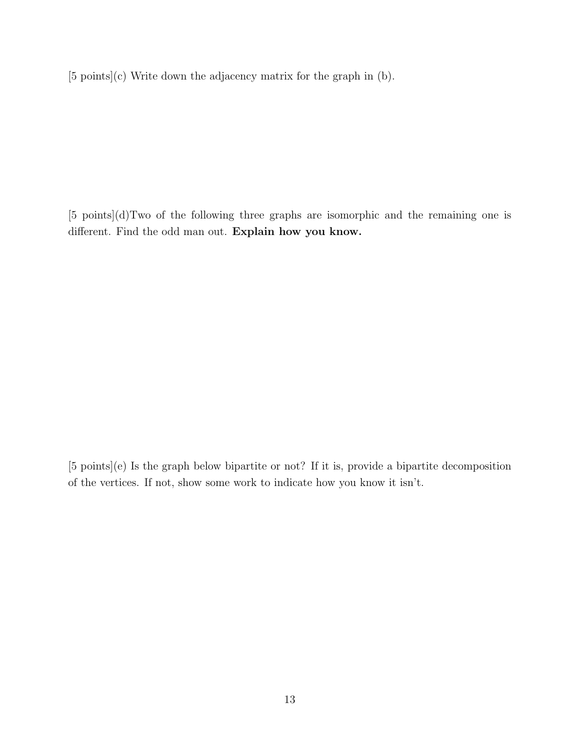[5 points](c) Write down the adjacency matrix for the graph in (b).

[5 points](d)Two of the following three graphs are isomorphic and the remaining one is different. Find the odd man out. **Explain how you know.**

[5 points](e) Is the graph below bipartite or not? If it is, provide a bipartite decomposition of the vertices. If not, show some work to indicate how you know it isn't.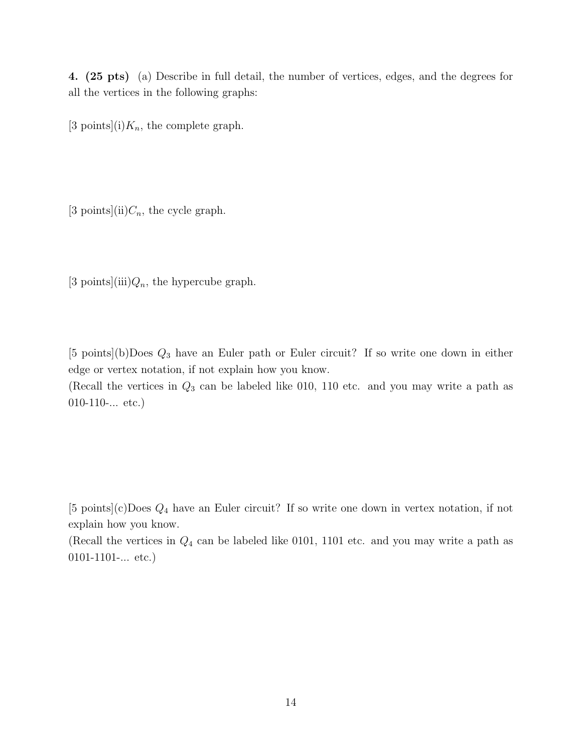**4. (25 pts)** (a) Describe in full detail, the number of vertices, edges, and the degrees for all the vertices in the following graphs:

[3 points](i)$K_n$, the complete graph.

[3 points](ii)$C_n$, the cycle graph.

[3 points](iii)$Q_n$, the hypercube graph.

[5 points](b)Does $Q_3$ have an Euler path or Euler circuit? If so write one down in either edge or vertex notation, if not explain how you know.
(Recall the vertices in $Q_3$ can be labeled like 010, 110 etc. and you may write a path as 010-110-... etc.)

[5 points](c)Does $Q_4$ have an Euler circuit? If so write one down in vertex notation, if not explain how you know.
(Recall the vertices in $Q_4$ can be labeled like 0101, 1101 etc. and you may write a path as 0101-1101-... etc.)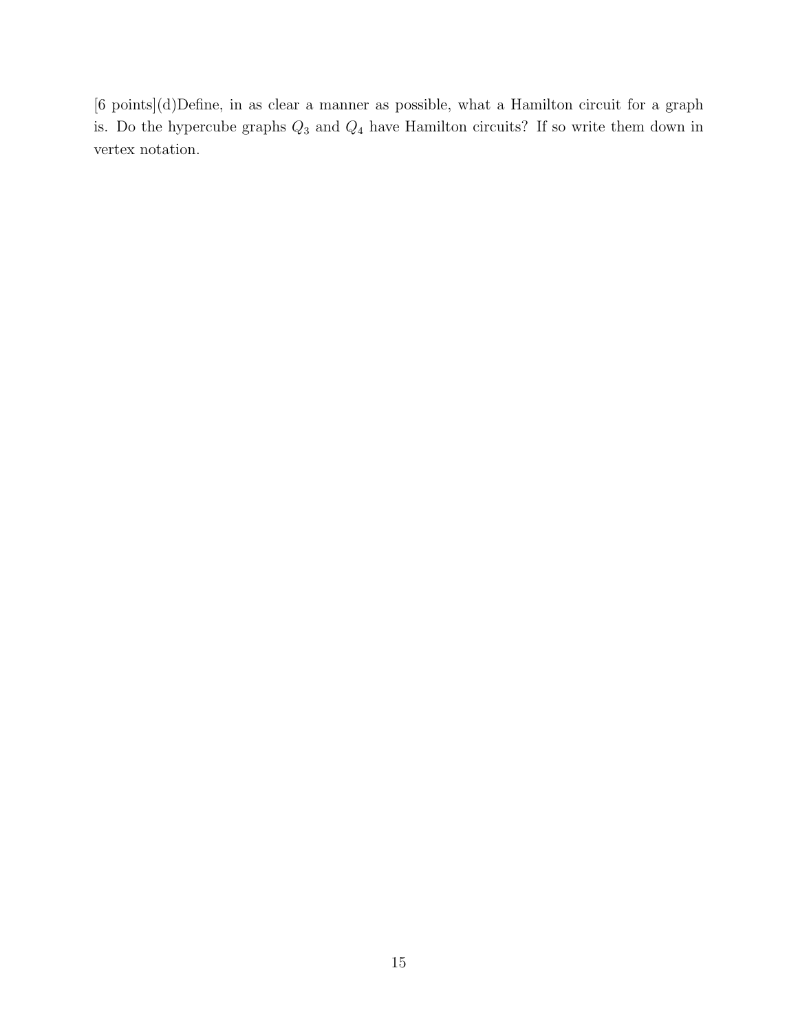[6 points](d)Define, in as clear a manner as possible, what a Hamilton circuit for a graph is. Do the hypercube graphs $Q_3$ and $Q_4$ have Hamilton circuits? If so write them down in vertex notation.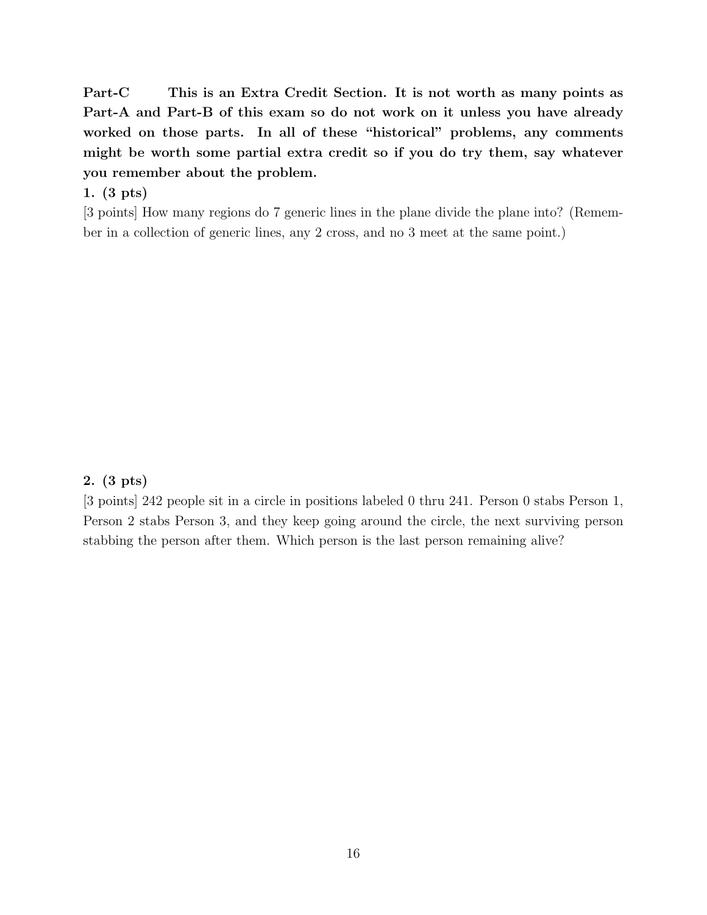**Part-C This is an Extra Credit Section. It is not worth as many points as Part-A and Part-B of this exam so do not work on it unless you have already worked on those parts. In all of these "historical" problems, any comments might be worth some partial extra credit so if you do try them, say whatever you remember about the problem.**

**1. (3 pts)**

[3 points] How many regions do 7 generic lines in the plane divide the plane into? (Remember in a collection of generic lines, any 2 cross, and no 3 meet at the same point.)

**2. (3 pts)**

[3 points] 242 people sit in a circle in positions labeled 0 thru 241. Person 0 stabs Person 1, Person 2 stabs Person 3, and they keep going around the circle, the next surviving person stabbing the person after them. Which person is the last person remaining alive?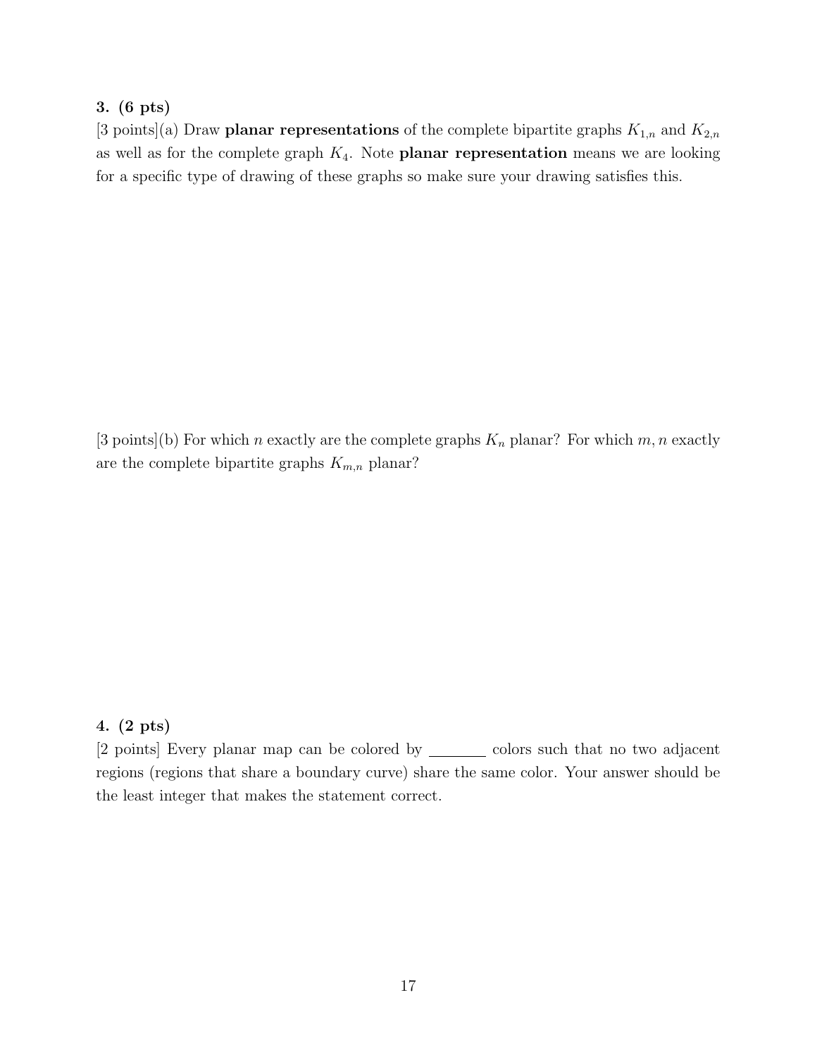**3. (6 pts)**

[3 points](a) Draw **planar representations** of the complete bipartite graphs $K_{1,n}$ and $K_{2,n}$ as well as for the complete graph $K_4$. Note **planar representation** means we are looking for a specific type of drawing of these graphs so make sure your drawing satisfies this.

[3 points](b) For which $n$ exactly are the complete graphs $K_n$ planar? For which $m, n$ exactly are the complete bipartite graphs $K_{m,n}$ planar?

**4. (2 pts)**

[2 points] Every planar map can be colored by _______ colors such that no two adjacent regions (regions that share a boundary curve) share the same color. Your answer should be the least integer that makes the statement correct.